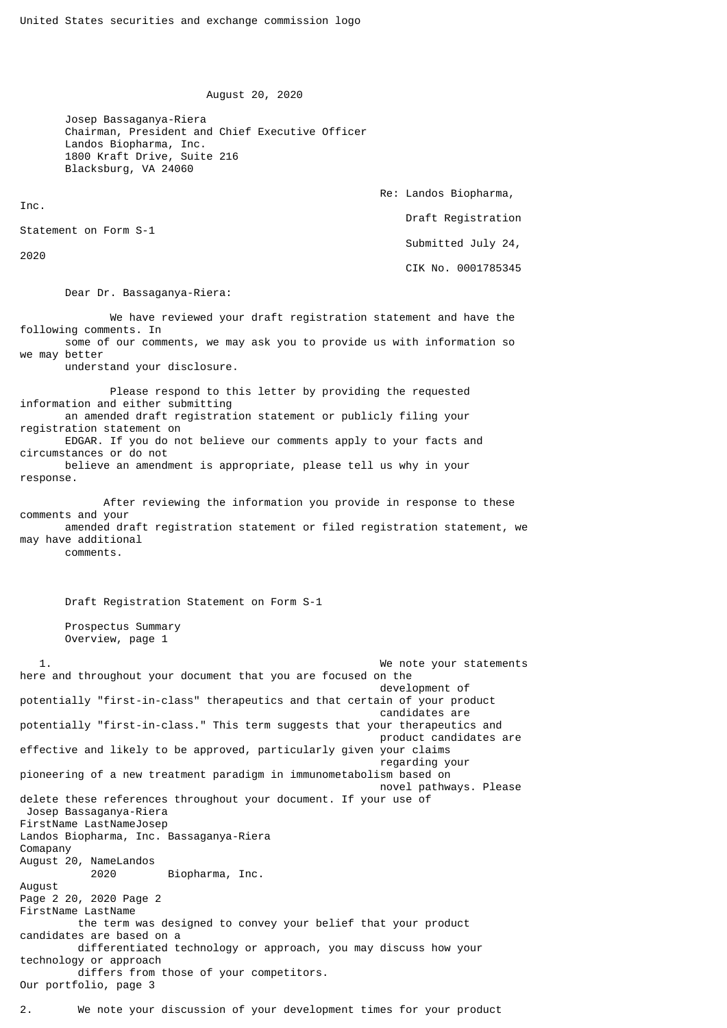United States securities and exchange commission logo

August 20, 2020

Josep Bassaganya-Riera
Chairman, President and Chief Executive Officer
Landos Biopharma, Inc.
1800 Kraft Drive, Suite 216
Blacksburg, VA 24060

Re: Landos Biopharma, Inc.
Draft Registration Statement on Form S-1
Submitted July 24, 2020
CIK No. 0001785345

Dear Dr. Bassaganya-Riera:

We have reviewed your draft registration statement and have the following comments. In some of our comments, we may ask you to provide us with information so we may better understand your disclosure.

Please respond to this letter by providing the requested information and either submitting an amended draft registration statement or publicly filing your registration statement on EDGAR. If you do not believe our comments apply to your facts and circumstances or do not believe an amendment is appropriate, please tell us why in your response.

After reviewing the information you provide in response to these comments and your amended draft registration statement or filed registration statement, we may have additional comments.

Draft Registration Statement on Form S-1

Prospectus Summary
Overview, page 1

1. We note your statements here and throughout your document that you are focused on the development of potentially "first-in-class" therapeutics and that certain of your product candidates are potentially "first-in-class." This term suggests that your therapeutics and product candidates are effective and likely to be approved, particularly given your claims regarding your pioneering of a new treatment paradigm in immunometabolism based on novel pathways. Please delete these references throughout your document. If your use of the term was designed to convey your belief that your product candidates are based on a differentiated technology or approach, you may discuss how your technology or approach differs from those of your competitors.

Our portfolio, page 3

2. We note your discussion of your development times for your product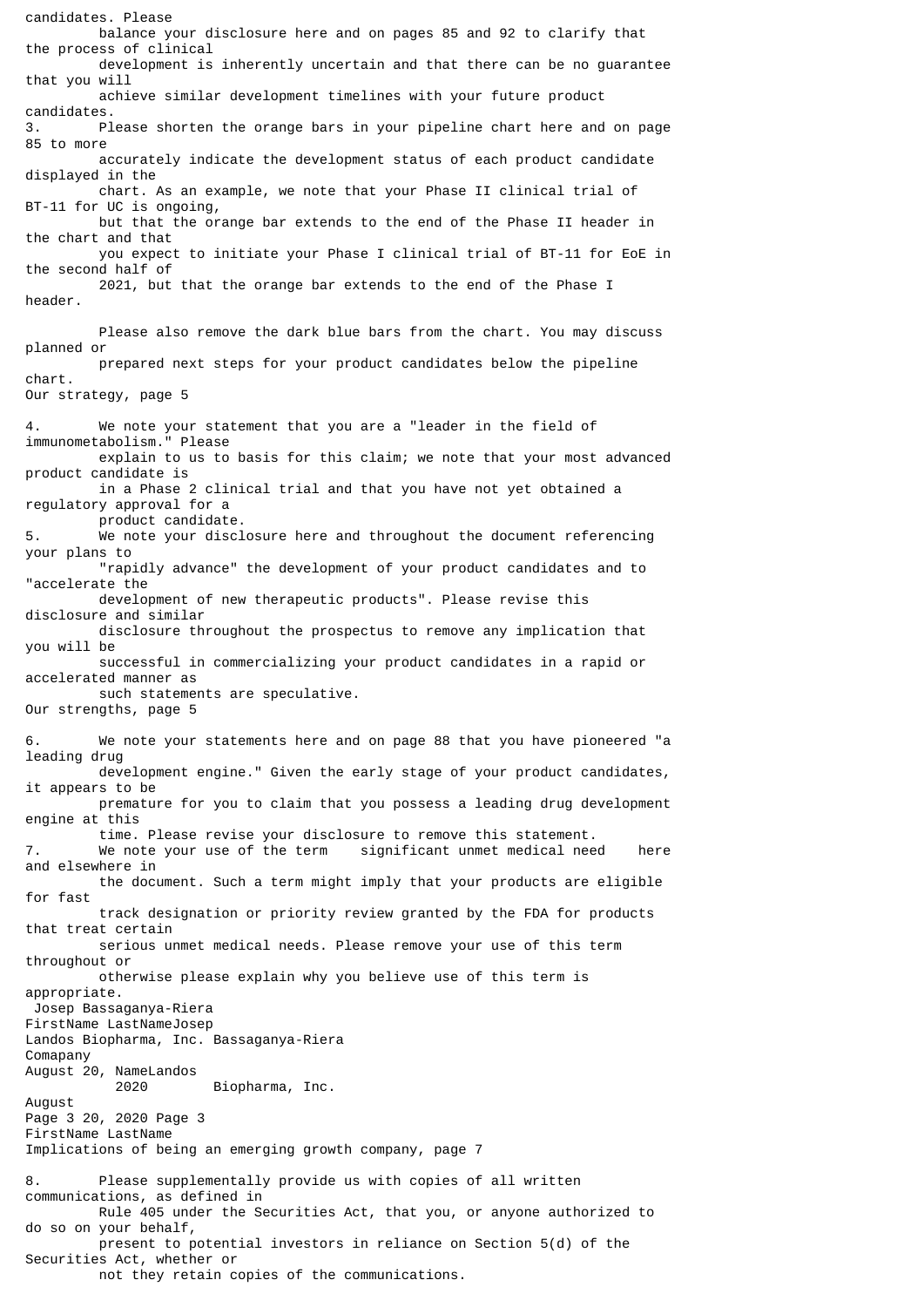candidates. Please balance your disclosure here and on pages 85 and 92 to clarify that the process of clinical development is inherently uncertain and that there can be no guarantee that you will achieve similar development timelines with your future product candidates.

3. Please shorten the orange bars in your pipeline chart here and on page 85 to more accurately indicate the development status of each product candidate displayed in the chart. As an example, we note that your Phase II clinical trial of BT-11 for UC is ongoing, but that the orange bar extends to the end of the Phase II header in the chart and that you expect to initiate your Phase I clinical trial of BT-11 for EoE in the second half of 2021, but that the orange bar extends to the end of the Phase I header.

   Please also remove the dark blue bars from the chart. You may discuss planned or prepared next steps for your product candidates below the pipeline chart.

Our strategy, page 5

4. We note your statement that you are a "leader in the field of immunometabolism." Please explain to us to basis for this claim; we note that your most advanced product candidate is in a Phase 2 clinical trial and that you have not yet obtained a regulatory approval for a product candidate.

5. We note your disclosure here and throughout the document referencing your plans to "rapidly advance" the development of your product candidates and to "accelerate the development of new therapeutic products". Please revise this disclosure and similar disclosure throughout the prospectus to remove any implication that you will be successful in commercializing your product candidates in a rapid or accelerated manner as such statements are speculative.

Our strengths, page 5

6. We note your statements here and on page 88 that you have pioneered "a leading drug development engine." Given the early stage of your product candidates, it appears to be premature for you to claim that you possess a leading drug development engine at this time. Please revise your disclosure to remove this statement.

7. We note your use of the term significant unmet medical need here and elsewhere in the document. Such a term might imply that your products are eligible for fast track designation or priority review granted by the FDA for products that treat certain serious unmet medical needs. Please remove your use of this term throughout or otherwise please explain why you believe use of this term is appropriate.

Implications of being an emerging growth company, page 7

8. Please supplementally provide us with copies of all written communications, as defined in Rule 405 under the Securities Act, that you, or anyone authorized to do so on your behalf, present to potential investors in reliance on Section 5(d) of the Securities Act, whether or not they retain copies of the communications.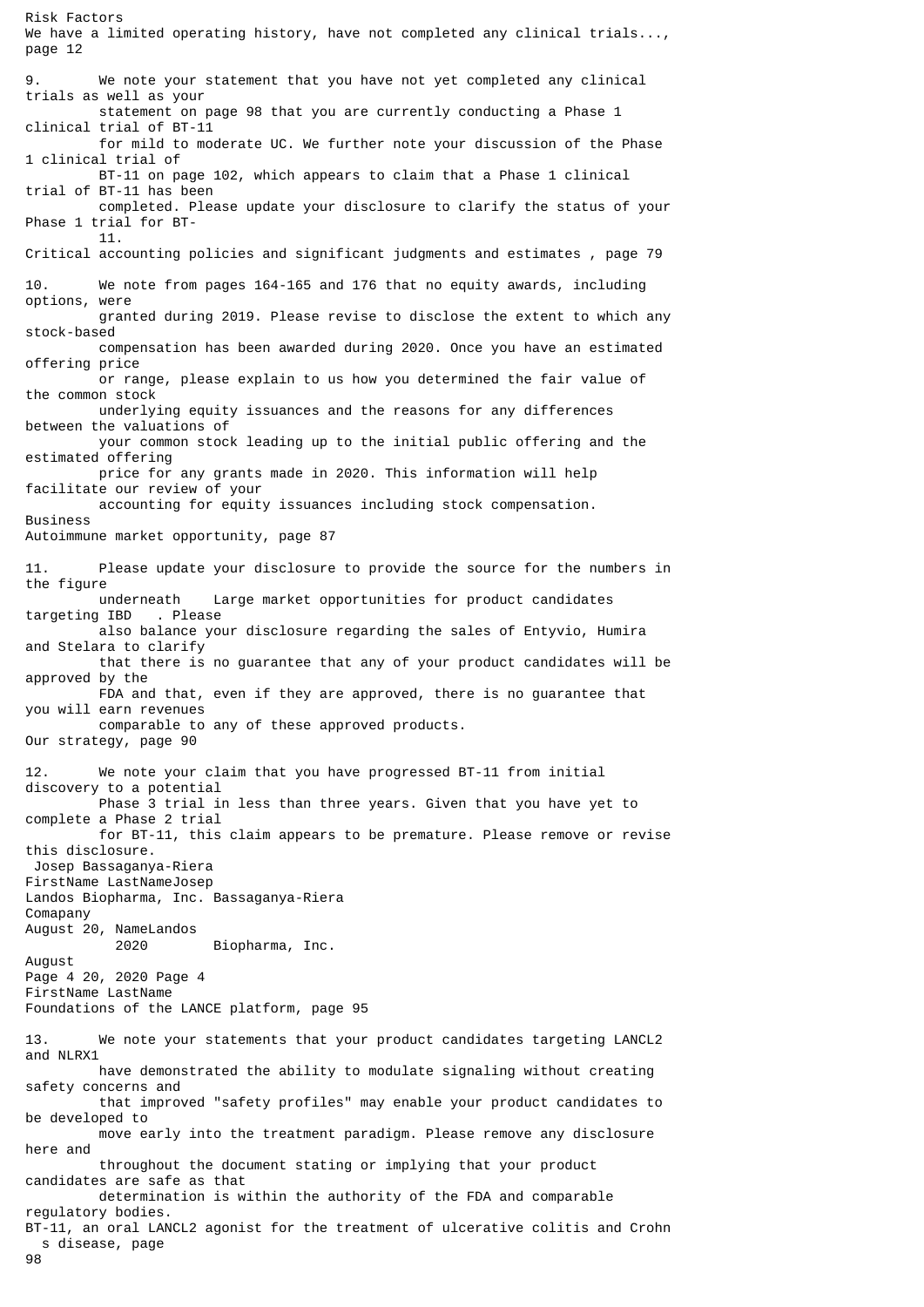Risk Factors

We have a limited operating history, have not completed any clinical trials..., page 12

9. We note your statement that you have not yet completed any clinical trials as well as your statement on page 98 that you are currently conducting a Phase 1 clinical trial of BT-11 for mild to moderate UC. We further note your discussion of the Phase 1 clinical trial of BT-11 on page 102, which appears to claim that a Phase 1 clinical trial of BT-11 has been completed. Please update your disclosure to clarify the status of your Phase 1 trial for BT-11.

Critical accounting policies and significant judgments and estimates , page 79

10. We note from pages 164-165 and 176 that no equity awards, including options, were granted during 2019. Please revise to disclose the extent to which any stock-based compensation has been awarded during 2020. Once you have an estimated offering price or range, please explain to us how you determined the fair value of the common stock underlying equity issuances and the reasons for any differences between the valuations of your common stock leading up to the initial public offering and the estimated offering price for any grants made in 2020. This information will help facilitate our review of your accounting for equity issuances including stock compensation.

Business

Autoimmune market opportunity, page 87

11. Please update your disclosure to provide the source for the numbers in the figure underneath Large market opportunities for product candidates targeting IBD . Please also balance your disclosure regarding the sales of Entyvio, Humira and Stelara to clarify that there is no guarantee that any of your product candidates will be approved by the FDA and that, even if they are approved, there is no guarantee that you will earn revenues comparable to any of these approved products.

Our strategy, page 90

12. We note your claim that you have progressed BT-11 from initial discovery to a potential Phase 3 trial in less than three years. Given that you have yet to complete a Phase 2 trial for BT-11, this claim appears to be premature. Please remove or revise this disclosure.

Foundations of the LANCE platform, page 95

13. We note your statements that your product candidates targeting LANCL2 and NLRX1 have demonstrated the ability to modulate signaling without creating safety concerns and that improved "safety profiles" may enable your product candidates to be developed to move early into the treatment paradigm. Please remove any disclosure here and throughout the document stating or implying that your product candidates are safe as that determination is within the authority of the FDA and comparable regulatory bodies.

BT-11, an oral LANCL2 agonist for the treatment of ulcerative colitis and Crohn s disease, page 98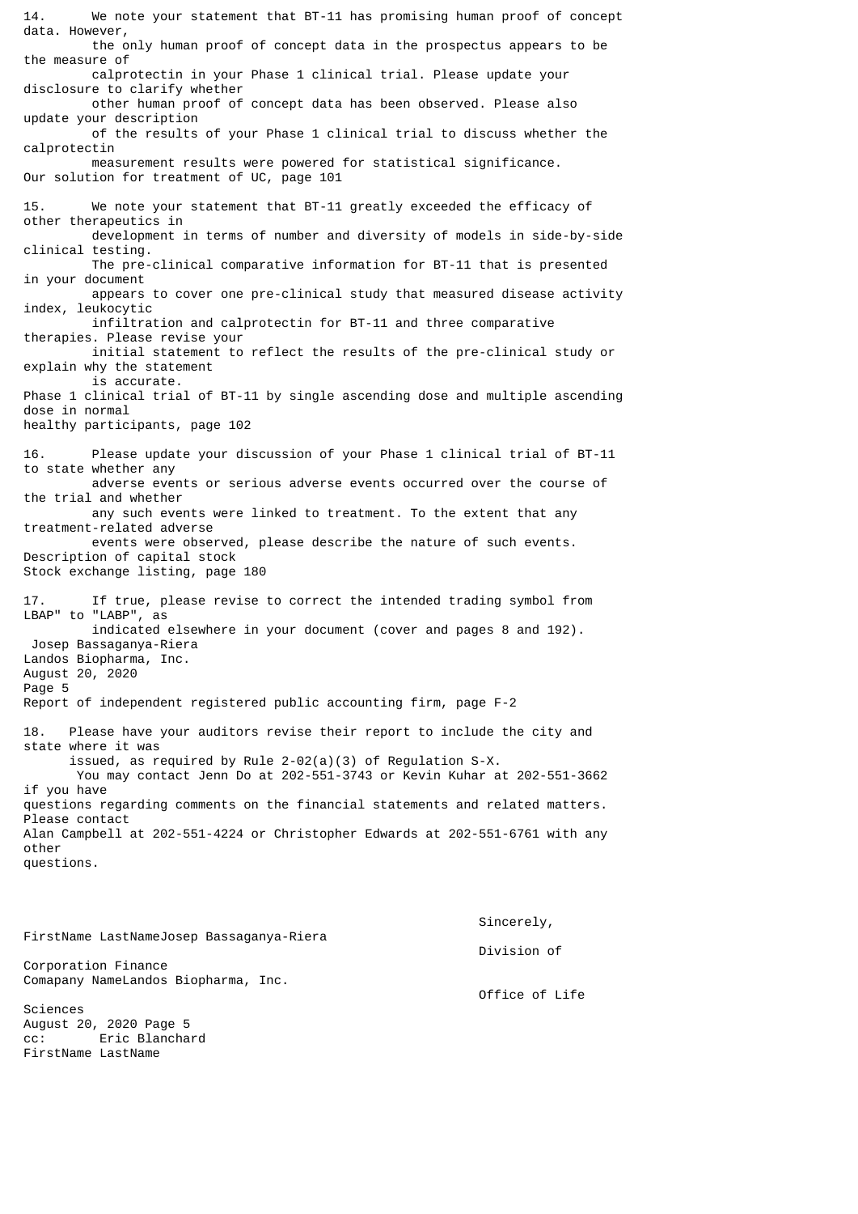14. We note your statement that BT-11 has promising human proof of concept data. However, the only human proof of concept data in the prospectus appears to be the measure of calprotectin in your Phase 1 clinical trial. Please update your disclosure to clarify whether other human proof of concept data has been observed. Please also update your description of the results of your Phase 1 clinical trial to discuss whether the calprotectin measurement results were powered for statistical significance.

Our solution for treatment of UC, page 101

15. We note your statement that BT-11 greatly exceeded the efficacy of other therapeutics in development in terms of number and diversity of models in side-by-side clinical testing. The pre-clinical comparative information for BT-11 that is presented in your document appears to cover one pre-clinical study that measured disease activity index, leukocytic infiltration and calprotectin for BT-11 and three comparative therapies. Please revise your initial statement to reflect the results of the pre-clinical study or explain why the statement is accurate.

Phase 1 clinical trial of BT-11 by single ascending dose and multiple ascending dose in normal healthy participants, page 102

16. Please update your discussion of your Phase 1 clinical trial of BT-11 to state whether any adverse events or serious adverse events occurred over the course of the trial and whether any such events were linked to treatment. To the extent that any treatment-related adverse events were observed, please describe the nature of such events.

Description of capital stock
Stock exchange listing, page 180

17. If true, please revise to correct the intended trading symbol from LBAP" to "LABP", as indicated elsewhere in your document (cover and pages 8 and 192).

Josep Bassaganya-Riera
Landos Biopharma, Inc.
August 20, 2020
Page 5

Report of independent registered public accounting firm, page F-2

18. Please have your auditors revise their report to include the city and state where it was issued, as required by Rule 2-02(a)(3) of Regulation S-X.

You may contact Jenn Do at 202-551-3743 or Kevin Kuhar at 202-551-3662 if you have questions regarding comments on the financial statements and related matters. Please contact Alan Campbell at 202-551-4224 or Christopher Edwards at 202-551-6761 with any other questions.

Sincerely,

Division of Corporation Finance
Office of Life Sciences

FirstName LastNameJosep Bassaganya-Riera
Comapany NameLandos Biopharma, Inc.
August 20, 2020 Page 5
cc: Eric Blanchard
FirstName LastName